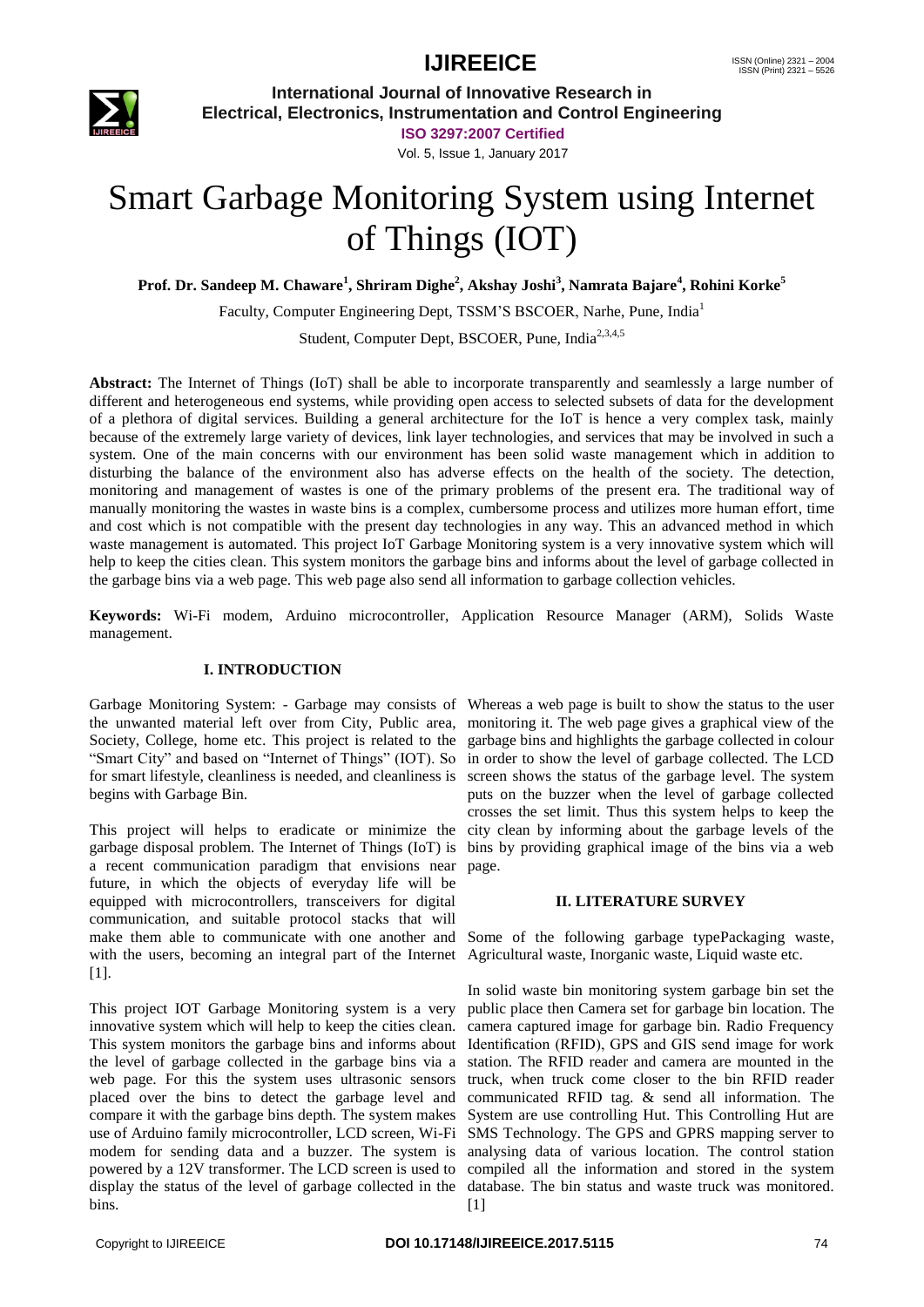# Smart Garbage Monitoring System using Internet of Things (IOT)

**Prof. Dr. Sandeep M. Chaware[1], Shriram Dighe[2], Akshay Joshi[3], Namrata Bajare[4], Rohini Korke[5]**

Faculty, Computer Engineering Dept, TSSM'S BSCOER, Narhe, Pune, India[1]

Student, Computer Dept, BSCOER, Pune, India[2,3,4,5]

**Abstract:** The Internet of Things (IoT) shall be able to incorporate transparently and seamlessly a large number of different and heterogeneous end systems, while providing open access to selected subsets of data for the development of a plethora of digital services. Building a general architecture for the IoT is hence a very complex task, mainly because of the extremely large variety of devices, link layer technologies, and services that may be involved in such a system. One of the main concerns with our environment has been solid waste management which in addition to disturbing the balance of the environment also has adverse effects on the health of the society. The detection, monitoring and management of wastes is one of the primary problems of the present era. The traditional way of manually monitoring the wastes in waste bins is a complex, cumbersome process and utilizes more human effort, time and cost which is not compatible with the present day technologies in any way. This an advanced method in which waste management is automated. This project IoT Garbage Monitoring system is a very innovative system which will help to keep the cities clean. This system monitors the garbage bins and informs about the level of garbage collected in the garbage bins via a web page. This web page also send all information to garbage collection vehicles.

**Keywords:** Wi-Fi modem, Arduino microcontroller, Application Resource Manager (ARM), Solids Waste management.

## I. INTRODUCTION

Garbage Monitoring System: - Garbage may consists of the unwanted material left over from City, Public area, Society, College, home etc. This project is related to the "Smart City" and based on "Internet of Things" (IOT). So for smart lifestyle, cleanliness is needed, and cleanliness is begins with Garbage Bin.

This project will helps to eradicate or minimize the garbage disposal problem. The Internet of Things (IoT) is a recent communication paradigm that envisions near future, in which the objects of everyday life will be equipped with microcontrollers, transceivers for digital communication, and suitable protocol stacks that will make them able to communicate with one another and with the users, becoming an integral part of the Internet [1].

This project IOT Garbage Monitoring system is a very innovative system which will help to keep the cities clean. This system monitors the garbage bins and informs about the level of garbage collected in the garbage bins via a web page. For this the system uses ultrasonic sensors placed over the bins to detect the garbage level and compare it with the garbage bins depth. The system makes use of Arduino family microcontroller, LCD screen, Wi-Fi modem for sending data and a buzzer. The system is powered by a 12V transformer. The LCD screen is used to display the status of the level of garbage collected in the bins.

Whereas a web page is built to show the status to the user monitoring it. The web page gives a graphical view of the garbage bins and highlights the garbage collected in colour in order to show the level of garbage collected. The LCD screen shows the status of the garbage level. The system puts on the buzzer when the level of garbage collected crosses the set limit. Thus this system helps to keep the city clean by informing about the garbage levels of the bins by providing graphical image of the bins via a web page.

## II. LITERATURE SURVEY

Some of the following garbage typePackaging waste, Agricultural waste, Inorganic waste, Liquid waste etc.

In solid waste bin monitoring system garbage bin set the public place then Camera set for garbage bin location. The camera captured image for garbage bin. Radio Frequency Identification (RFID), GPS and GIS send image for work station. The RFID reader and camera are mounted in the truck, when truck come closer to the bin RFID reader communicated RFID tag. & send all information. The System are use controlling Hut. This Controlling Hut are SMS Technology. The GPS and GPRS mapping server to analysing data of various location. The control station compiled all the information and stored in the system database. The bin status and waste truck was monitored. [1]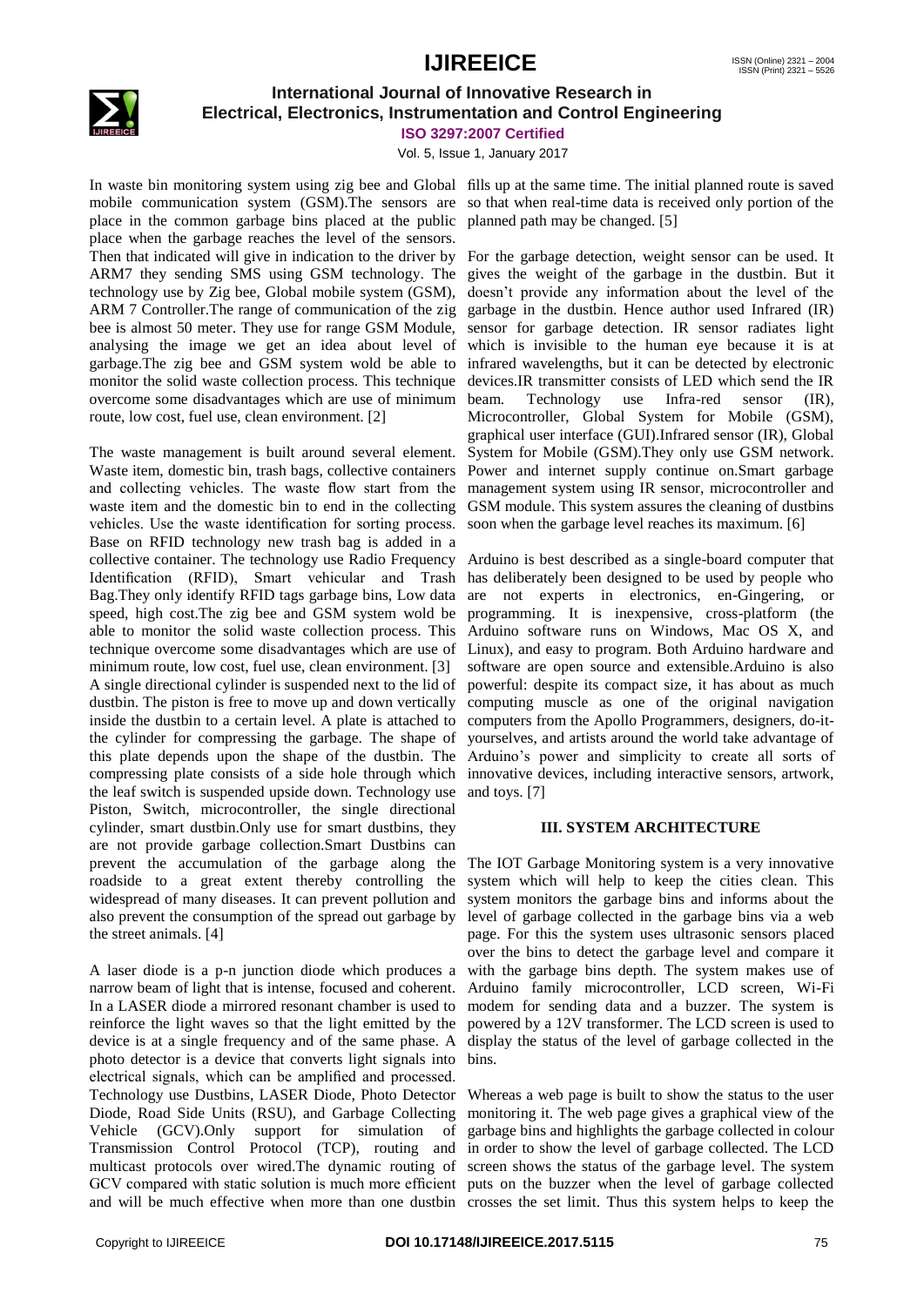In waste bin monitoring system using zig bee and Global mobile communication system (GSM).The sensors are place in the common garbage bins placed at the public place when the garbage reaches the level of the sensors. Then that indicated will give in indication to the driver by ARM7 they sending SMS using GSM technology. The technology use by Zig bee, Global mobile system (GSM), ARM 7 Controller.The range of communication of the zig bee is almost 50 meter. They use for range GSM Module, analysing the image we get an idea about level of garbage.The zig bee and GSM system wold be able to monitor the solid waste collection process. This technique overcome some disadvantages which are use of minimum route, low cost, fuel use, clean environment. [2]

The waste management is built around several element. Waste item, domestic bin, trash bags, collective containers and collecting vehicles. The waste flow start from the waste item and the domestic bin to end in the collecting vehicles. Use the waste identification for sorting process. Base on RFID technology new trash bag is added in a collective container. The technology use Radio Frequency Identification (RFID), Smart vehicular and Trash Bag.They only identify RFID tags garbage bins, Low data speed, high cost.The zig bee and GSM system wold be able to monitor the solid waste collection process. This technique overcome some disadvantages which are use of minimum route, low cost, fuel use, clean environment. [3]
A single directional cylinder is suspended next to the lid of dustbin. The piston is free to move up and down vertically inside the dustbin to a certain level. A plate is attached to the cylinder for compressing the garbage. The shape of this plate depends upon the shape of the dustbin. The compressing plate consists of a side hole through which the leaf switch is suspended upside down. Technology use Piston, Switch, microcontroller, the single directional cylinder, smart dustbin.Only use for smart dustbins, they are not provide garbage collection.Smart Dustbins can prevent the accumulation of the garbage along the roadside to a great extent thereby controlling the widespread of many diseases. It can prevent pollution and also prevent the consumption of the spread out garbage by the street animals. [4]

A laser diode is a p-n junction diode which produces a narrow beam of light that is intense, focused and coherent. In a LASER diode a mirrored resonant chamber is used to reinforce the light waves so that the light emitted by the device is at a single frequency and of the same phase. A photo detector is a device that converts light signals into electrical signals, which can be amplified and processed. Technology use Dustbins, LASER Diode, Photo Detector Diode, Road Side Units (RSU), and Garbage Collecting Vehicle (GCV).Only support for simulation of Transmission Control Protocol (TCP), routing and multicast protocols over wired.The dynamic routing of GCV compared with static solution is much more efficient and will be much effective when more than one dustbin fills up at the same time. The initial planned route is saved so that when real-time data is received only portion of the planned path may be changed. [5]

For the garbage detection, weight sensor can be used. It gives the weight of the garbage in the dustbin. But it doesn't provide any information about the level of the garbage in the dustbin. Hence author used Infrared (IR) sensor for garbage detection. IR sensor radiates light which is invisible to the human eye because it is at infrared wavelengths, but it can be detected by electronic devices.IR transmitter consists of LED which send the IR beam. Technology use Infra-red sensor (IR), Microcontroller, Global System for Mobile (GSM), graphical user interface (GUI).Infrared sensor (IR), Global System for Mobile (GSM).They only use GSM network. Power and internet supply continue on.Smart garbage management system using IR sensor, microcontroller and GSM module. This system assures the cleaning of dustbins soon when the garbage level reaches its maximum. [6]

Arduino is best described as a single-board computer that has deliberately been designed to be used by people who are not experts in electronics, en-Gingering, or programming. It is inexpensive, cross-platform (the Arduino software runs on Windows, Mac OS X, and Linux), and easy to program. Both Arduino hardware and software are open source and extensible.Arduino is also powerful: despite its compact size, it has about as much computing muscle as one of the original navigation computers from the Apollo Programmers, designers, do-it-yourselves, and artists around the world take advantage of Arduino's power and simplicity to create all sorts of innovative devices, including interactive sensors, artwork, and toys. [7]

## III. SYSTEM ARCHITECTURE

The IOT Garbage Monitoring system is a very innovative system which will help to keep the cities clean. This system monitors the garbage bins and informs about the level of garbage collected in the garbage bins via a web page. For this the system uses ultrasonic sensors placed over the bins to detect the garbage level and compare it with the garbage bins depth. The system makes use of Arduino family microcontroller, LCD screen, Wi-Fi modem for sending data and a buzzer. The system is powered by a 12V transformer. The LCD screen is used to display the status of the level of garbage collected in the bins.

Whereas a web page is built to show the status to the user monitoring it. The web page gives a graphical view of the garbage bins and highlights the garbage collected in colour in order to show the level of garbage collected. The LCD screen shows the status of the garbage level. The system puts on the buzzer when the level of garbage collected crosses the set limit. Thus this system helps to keep the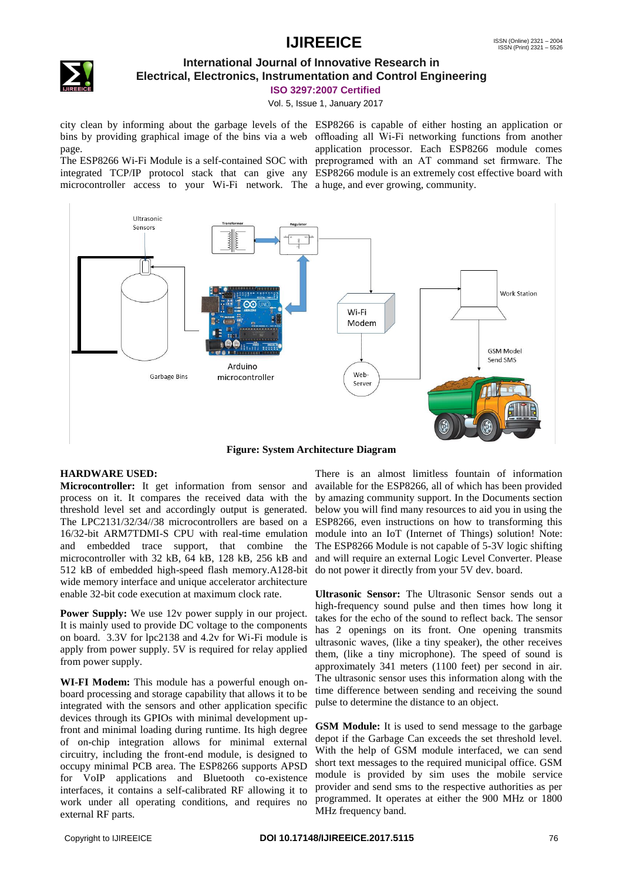city clean by informing about the garbage levels of the bins by providing graphical image of the bins via a web page.

The ESP8266 Wi-Fi Module is a self-contained SOC with integrated TCP/IP protocol stack that can give any microcontroller access to your Wi-Fi network. The ESP8266 is capable of either hosting an application or offloading all Wi-Fi networking functions from another application processor. Each ESP8266 module comes preprogramed with an AT command set firmware. The ESP8266 module is an extremely cost effective board with a huge, and ever growing, community.

**Figure: System Architecture Diagram**

**HARDWARE USED:**

**Microcontroller:** It get information from sensor and process on it. It compares the received data with the threshold level set and accordingly output is generated. The LPC2131/32/34//38 microcontrollers are based on a 16/32-bit ARM7TDMI-S CPU with real-time emulation and embedded trace support, that combine the microcontroller with 32 kB, 64 kB, 128 kB, 256 kB and 512 kB of embedded high-speed flash memory.A128-bit wide memory interface and unique accelerator architecture enable 32-bit code execution at maximum clock rate.

**Power Supply:** We use 12v power supply in our project. It is mainly used to provide DC voltage to the components on board. 3.3V for lpc2138 and 4.2v for Wi-Fi module is apply from power supply. 5V is required for relay applied from power supply.

**WI-FI Modem:** This module has a powerful enough on-board processing and storage capability that allows it to be integrated with the sensors and other application specific devices through its GPIOs with minimal development up-front and minimal loading during runtime. Its high degree of on-chip integration allows for minimal external circuitry, including the front-end module, is designed to occupy minimal PCB area. The ESP8266 supports APSD for VoIP applications and Bluetooth co-existence interfaces, it contains a self-calibrated RF allowing it to work under all operating conditions, and requires no external RF parts.

There is an almost limitless fountain of information available for the ESP8266, all of which has been provided by amazing community support. In the Documents section below you will find many resources to aid you in using the ESP8266, even instructions on how to transforming this module into an IoT (Internet of Things) solution! Note: The ESP8266 Module is not capable of 5-3V logic shifting and will require an external Logic Level Converter. Please do not power it directly from your 5V dev. board.

**Ultrasonic Sensor:** The Ultrasonic Sensor sends out a high-frequency sound pulse and then times how long it takes for the echo of the sound to reflect back. The sensor has 2 openings on its front. One opening transmits ultrasonic waves, (like a tiny speaker), the other receives them, (like a tiny microphone). The speed of sound is approximately 341 meters (1100 feet) per second in air. The ultrasonic sensor uses this information along with the time difference between sending and receiving the sound pulse to determine the distance to an object.

**GSM Module:** It is used to send message to the garbage depot if the Garbage Can exceeds the set threshold level. With the help of GSM module interfaced, we can send short text messages to the required municipal office. GSM module is provided by sim uses the mobile service provider and send sms to the respective authorities as per programmed. It operates at either the 900 MHz or 1800 MHz frequency band.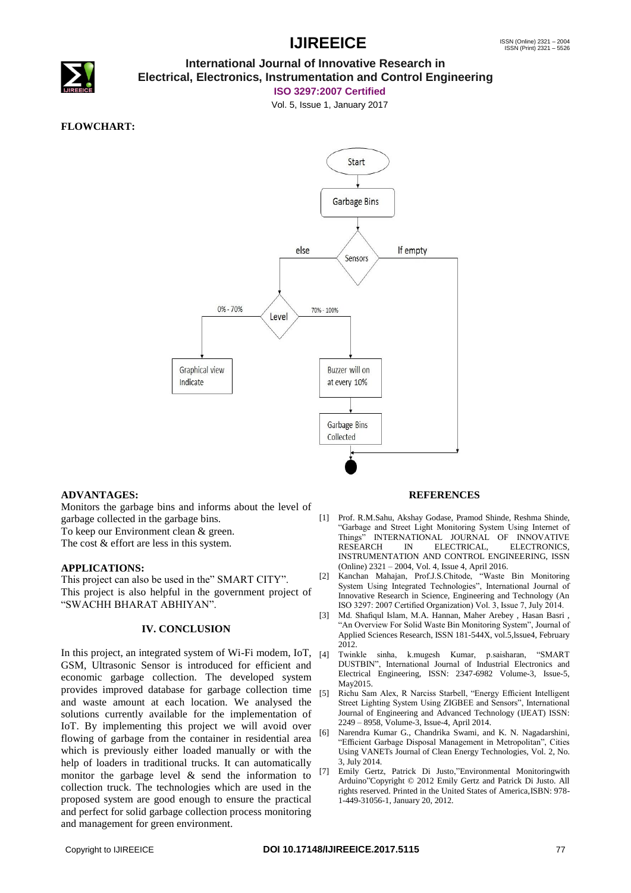**FLOWCHART:**

Start
Garbage Bins
Sensors
else
If empty
Level
0% - 70%
70% - 100%
Graphical view Indicate
Buzzer will on at every 10%
Garbage Bins Collected

**ADVANTAGES:**

Monitors the garbage bins and informs about the level of garbage collected in the garbage bins.
To keep our Environment clean & green.
The cost & effort are less in this system.

**APPLICATIONS:**

This project can also be used in the" SMART CITY".
This project is also helpful in the government project of "SWACHH BHARAT ABHIYAN".

## IV. CONCLUSION

In this project, an integrated system of Wi-Fi modem, IoT, GSM, Ultrasonic Sensor is introduced for efficient and economic garbage collection. The developed system provides improved database for garbage collection time and waste amount at each location. We analysed the solutions currently available for the implementation of IoT. By implementing this project we will avoid over flowing of garbage from the container in residential area which is previously either loaded manually or with the help of loaders in traditional trucks. It can automatically monitor the garbage level & send the information to collection truck. The technologies which are used in the proposed system are good enough to ensure the practical and perfect for solid garbage collection process monitoring and management for green environment.

## REFERENCES

[1] Prof. R.M.Sahu, Akshay Godase, Pramod Shinde, Reshma Shinde, "Garbage and Street Light Monitoring System Using Internet of Things" INTERNATIONAL JOURNAL OF INNOVATIVE RESEARCH IN ELECTRICAL, ELECTRONICS, INSTRUMENTATION AND CONTROL ENGINEERING, ISSN (Online) 2321 – 2004, Vol. 4, Issue 4, April 2016.

[2] Kanchan Mahajan, Prof.J.S.Chitode, "Waste Bin Monitoring System Using Integrated Technologies", International Journal of Innovative Research in Science, Engineering and Technology (An ISO 3297: 2007 Certified Organization) Vol. 3, Issue 7, July 2014.

[3] Md. Shafiqul Islam, M.A. Hannan, Maher Arebey , Hasan Basri , "An Overview For Solid Waste Bin Monitoring System", Journal of Applied Sciences Research, ISSN 181-544X, vol.5,lssue4, February 2012.

[4] Twinkle sinha, k.mugesh Kumar, p.saisharan, "SMART DUSTBIN", International Journal of Industrial Electronics and Electrical Engineering, ISSN: 2347-6982 Volume-3, Issue-5, May2015.

[5] Richu Sam Alex, R Narciss Starbell, "Energy Efficient Intelligent Street Lighting System Using ZIGBEE and Sensors", International Journal of Engineering and Advanced Technology (IJEAT) ISSN: 2249 – 8958, Volume-3, Issue-4, April 2014.

[6] Narendra Kumar G., Chandrika Swami, and K. N. Nagadarshini, "Efficient Garbage Disposal Management in Metropolitan", Cities Using VANETs Journal of Clean Energy Technologies, Vol. 2, No. 3, July 2014.

[7] Emily Gertz, Patrick Di Justo,"Environmental Monitoringwith Arduino"Copyright © 2012 Emily Gertz and Patrick Di Justo. All rights reserved. Printed in the United States of America,ISBN: 978-1-449-31056-1, January 20, 2012.